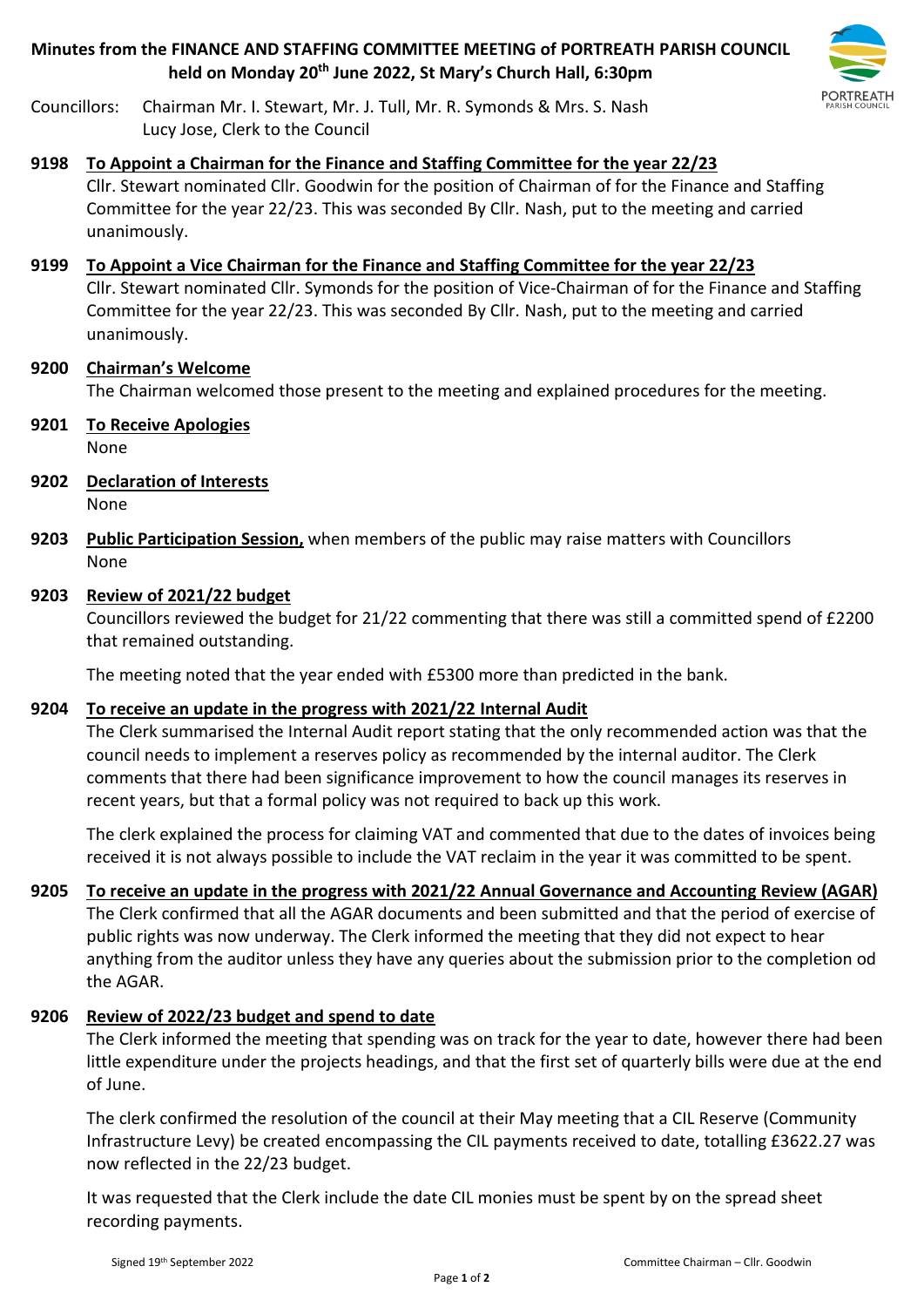# Minutes from the FINANCE AND STAFFING COMMITTEE MEETING of PORTREATH PARISH COUNCIL held on Monday 20th June 2022, St Mary's Church Hall, 6:30pm

Councillors: Chairman Mr. I. Stewart, Mr. J. Tull, Mr. R. Symonds & Mrs. S. Nash
Lucy Jose, Clerk to the Council

**9198 To Appoint a Chairman for the Finance and Staffing Committee for the year 22/23**

Cllr. Stewart nominated Cllr. Goodwin for the position of Chairman of for the Finance and Staffing Committee for the year 22/23. This was seconded By Cllr. Nash, put to the meeting and carried unanimously.

**9199 To Appoint a Vice Chairman for the Finance and Staffing Committee for the year 22/23**

Cllr. Stewart nominated Cllr. Symonds for the position of Vice-Chairman of for the Finance and Staffing Committee for the year 22/23. This was seconded By Cllr. Nash, put to the meeting and carried unanimously.

**9200 Chairman's Welcome**

The Chairman welcomed those present to the meeting and explained procedures for the meeting.

**9201 To Receive Apologies**

None

**9202 Declaration of Interests**

None

**9203 Public Participation Session,** when members of the public may raise matters with Councillors

None

**9203 Review of 2021/22 budget**

Councillors reviewed the budget for 21/22 commenting that there was still a committed spend of £2200 that remained outstanding.

The meeting noted that the year ended with £5300 more than predicted in the bank.

**9204 To receive an update in the progress with 2021/22 Internal Audit**

The Clerk summarised the Internal Audit report stating that the only recommended action was that the council needs to implement a reserves policy as recommended by the internal auditor. The Clerk comments that there had been significance improvement to how the council manages its reserves in recent years, but that a formal policy was not required to back up this work.

The clerk explained the process for claiming VAT and commented that due to the dates of invoices being received it is not always possible to include the VAT reclaim in the year it was committed to be spent.

**9205 To receive an update in the progress with 2021/22 Annual Governance and Accounting Review (AGAR)**

The Clerk confirmed that all the AGAR documents and been submitted and that the period of exercise of public rights was now underway. The Clerk informed the meeting that they did not expect to hear anything from the auditor unless they have any queries about the submission prior to the completion od the AGAR.

**9206 Review of 2022/23 budget and spend to date**

The Clerk informed the meeting that spending was on track for the year to date, however there had been little expenditure under the projects headings, and that the first set of quarterly bills were due at the end of June.

The clerk confirmed the resolution of the council at their May meeting that a CIL Reserve (Community Infrastructure Levy) be created encompassing the CIL payments received to date, totalling £3622.27 was now reflected in the 22/23 budget.

It was requested that the Clerk include the date CIL monies must be spent by on the spread sheet recording payments.

Signed 19th September 2022 Committee Chairman – Cllr. Goodwin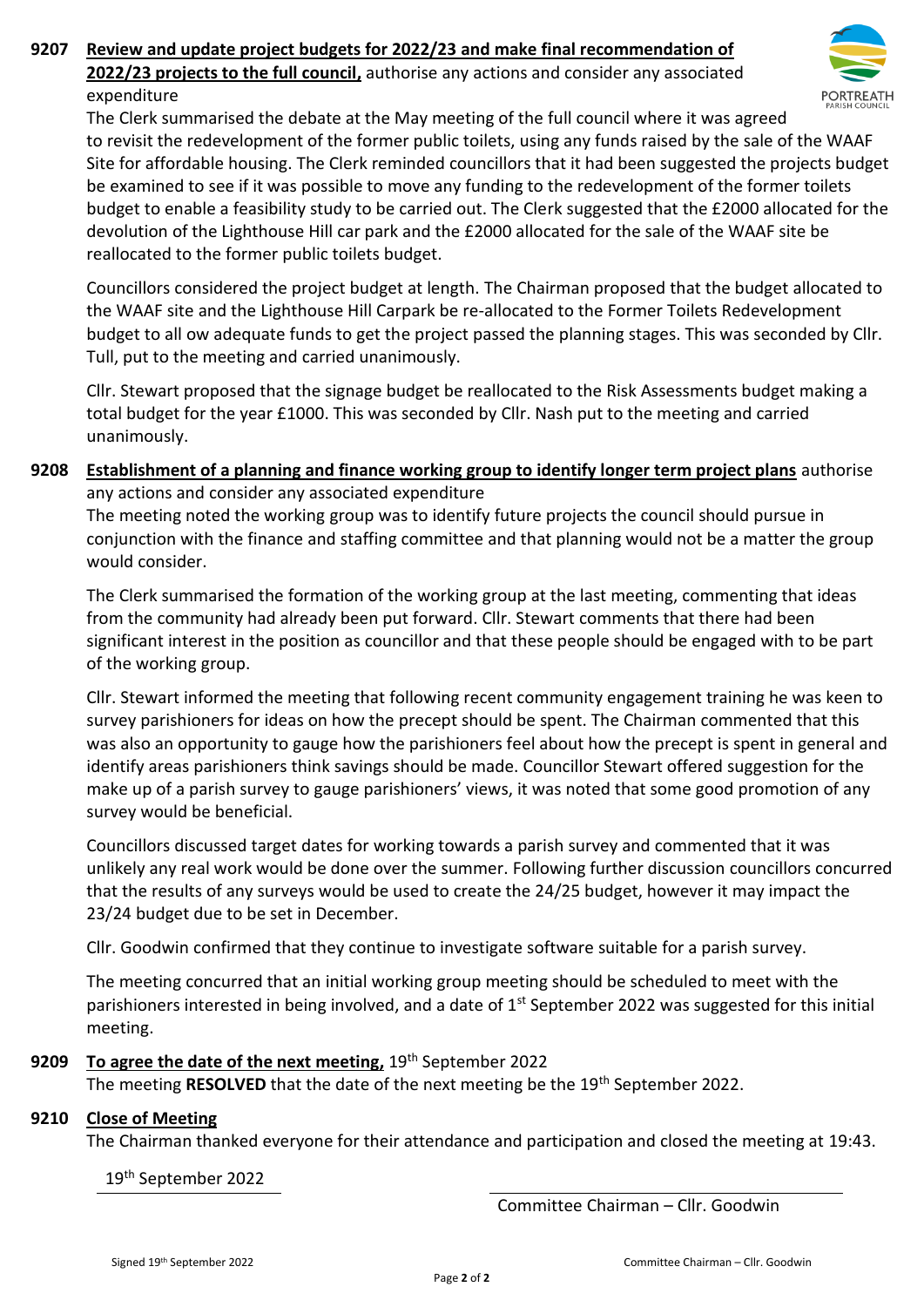**9207 Review and update project budgets for 2022/23 and make final recommendation of 2022/23 projects to the full council,** authorise any actions and consider any associated expenditure

The Clerk summarised the debate at the May meeting of the full council where it was agreed to revisit the redevelopment of the former public toilets, using any funds raised by the sale of the WAAF Site for affordable housing. The Clerk reminded councillors that it had been suggested the projects budget be examined to see if it was possible to move any funding to the redevelopment of the former toilets budget to enable a feasibility study to be carried out. The Clerk suggested that the £2000 allocated for the devolution of the Lighthouse Hill car park and the £2000 allocated for the sale of the WAAF site be reallocated to the former public toilets budget.

Councillors considered the project budget at length. The Chairman proposed that the budget allocated to the WAAF site and the Lighthouse Hill Carpark be re-allocated to the Former Toilets Redevelopment budget to all ow adequate funds to get the project passed the planning stages. This was seconded by Cllr. Tull, put to the meeting and carried unanimously.

Cllr. Stewart proposed that the signage budget be reallocated to the Risk Assessments budget making a total budget for the year £1000. This was seconded by Cllr. Nash put to the meeting and carried unanimously.

**9208 Establishment of a planning and finance working group to identify longer term project plans** authorise any actions and consider any associated expenditure

The meeting noted the working group was to identify future projects the council should pursue in conjunction with the finance and staffing committee and that planning would not be a matter the group would consider.

The Clerk summarised the formation of the working group at the last meeting, commenting that ideas from the community had already been put forward. Cllr. Stewart comments that there had been significant interest in the position as councillor and that these people should be engaged with to be part of the working group.

Cllr. Stewart informed the meeting that following recent community engagement training he was keen to survey parishioners for ideas on how the precept should be spent. The Chairman commented that this was also an opportunity to gauge how the parishioners feel about how the precept is spent in general and identify areas parishioners think savings should be made. Councillor Stewart offered suggestion for the make up of a parish survey to gauge parishioners' views, it was noted that some good promotion of any survey would be beneficial.

Councillors discussed target dates for working towards a parish survey and commented that it was unlikely any real work would be done over the summer. Following further discussion councillors concurred that the results of any surveys would be used to create the 24/25 budget, however it may impact the 23/24 budget due to be set in December.

Cllr. Goodwin confirmed that they continue to investigate software suitable for a parish survey.

The meeting concurred that an initial working group meeting should be scheduled to meet with the parishioners interested in being involved, and a date of 1st September 2022 was suggested for this initial meeting.

**9209 To agree the date of the next meeting,** 19th September 2022

The meeting **RESOLVED** that the date of the next meeting be the 19th September 2022.

**9210 Close of Meeting**

The Chairman thanked everyone for their attendance and participation and closed the meeting at 19:43.

19th September 2022

Committee Chairman – Cllr. Goodwin